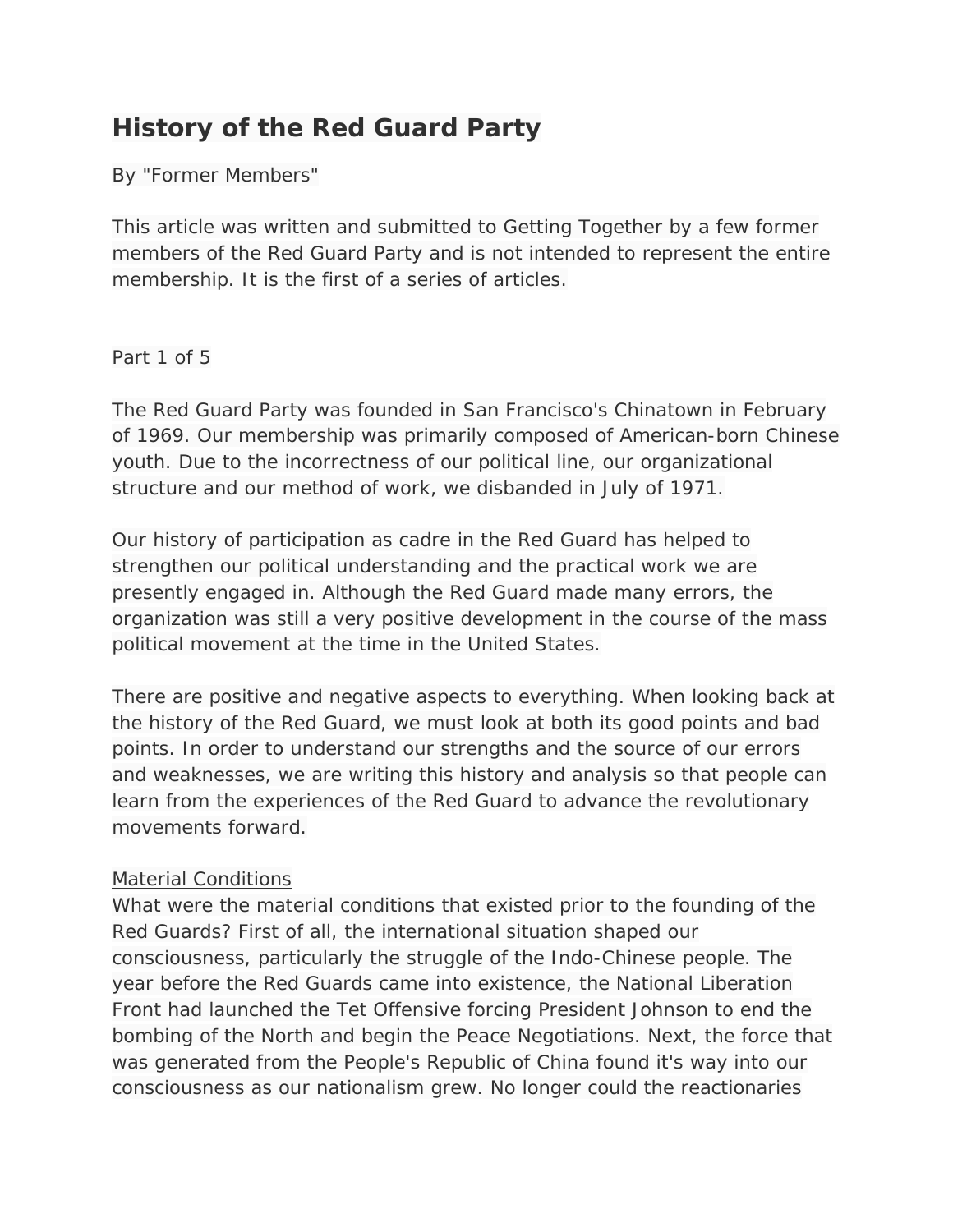# History of the Red Guard Party

By "Former Members"

This article was written and submitted to Getting Together by a few former members of the Red Guard Party and is not intended to represent the entire membership. It is the first of a series of articles.

Part 1 of 5

The Red Guard Party was founded in San Francisco's Chinatown in February of 1969. Our membership was primarily composed of American-born Chinese youth. Due to the incorrectness of our political line, our organizational structure and our method of work, we disbanded in July of 1971.

Our history of participation as cadre in the Red Guard has helped to strengthen our political understanding and the practical work we are presently engaged in. Although the Red Guard made many errors, the organization was still a very positive development in the course of the mass political movement at the time in the United States.

There are positive and negative aspects to everything. When looking back at the history of the Red Guard, we must look at both its good points and bad points. In order to understand our strengths and the source of our errors and weaknesses, we are writing this history and analysis so that people can learn from the experiences of the Red Guard to advance the revolutionary movements forward.

<u>Material Conditions</u>

What were the material conditions that existed prior to the founding of the Red Guards? First of all, the international situation shaped our consciousness, particularly the struggle of the Indo-Chinese people. The year before the Red Guards came into existence, the National Liberation Front had launched the Tet Offensive forcing President Johnson to end the bombing of the North and begin the Peace Negotiations. Next, the force that was generated from the People's Republic of China found it's way into our consciousness as our nationalism grew. No longer could the reactionaries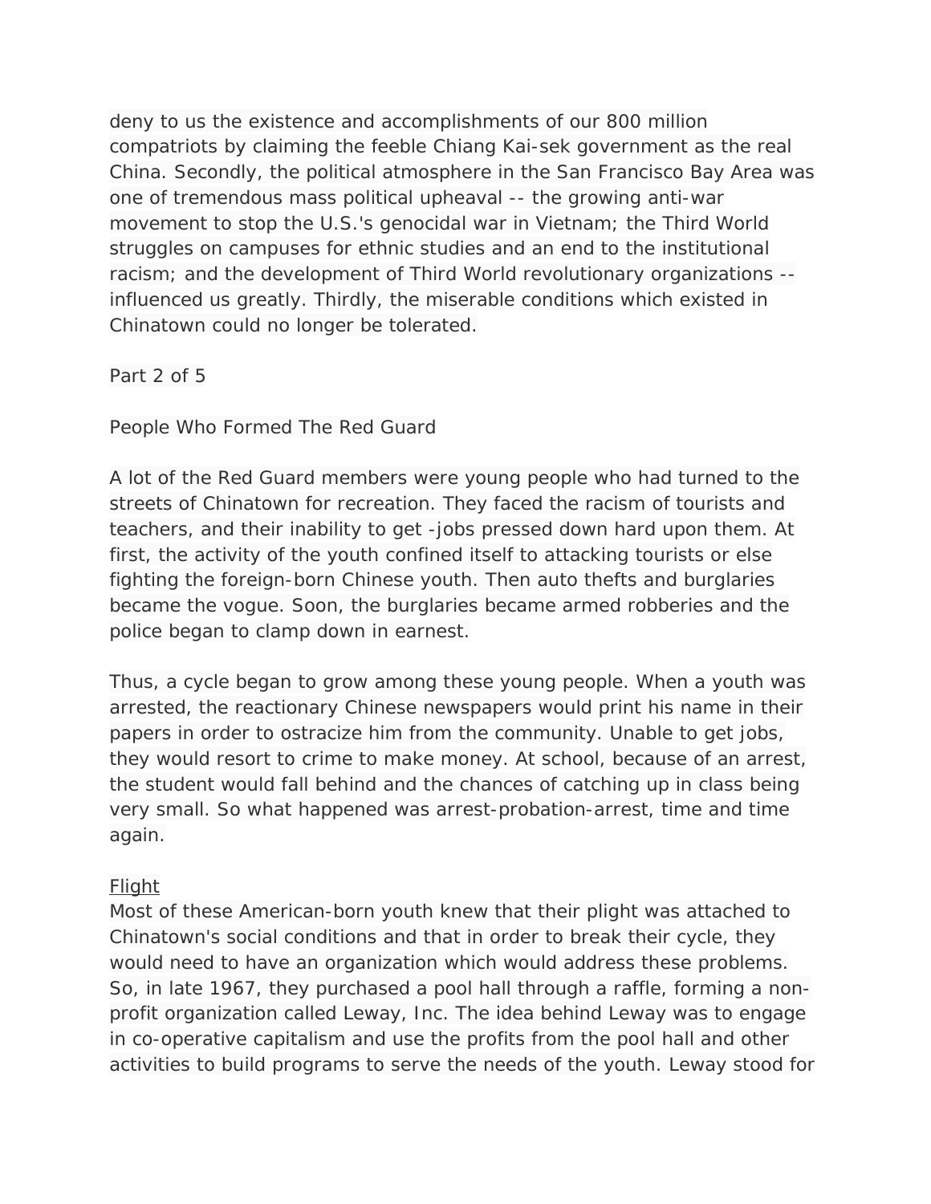deny to us the existence and accomplishments of our 800 million compatriots by claiming the feeble Chiang Kai-sek government as the real China. Secondly, the political atmosphere in the San Francisco Bay Area was one of tremendous mass political upheaval -- the growing anti-war movement to stop the U.S.'s genocidal war in Vietnam; the Third World struggles on campuses for ethnic studies and an end to the institutional racism; and the development of Third World revolutionary organizations -- influenced us greatly. Thirdly, the miserable conditions which existed in Chinatown could no longer be tolerated.

Part 2 of 5

## People Who Formed The Red Guard

A lot of the Red Guard members were young people who had turned to the streets of Chinatown for recreation. They faced the racism of tourists and teachers, and their inability to get -jobs pressed down hard upon them. At first, the activity of the youth confined itself to attacking tourists or else fighting the foreign-born Chinese youth. Then auto thefts and burglaries became the vogue. Soon, the burglaries became armed robberies and the police began to clamp down in earnest.

Thus, a cycle began to grow among these young people. When a youth was arrested, the reactionary Chinese newspapers would print his name in their papers in order to ostracize him from the community. Unable to get jobs, they would resort to crime to make money. At school, because of an arrest, the student would fall behind and the chances of catching up in class being very small. So what happened was arrest-probation-arrest, time and time again.

<u>Flight</u>

Most of these American-born youth knew that their plight was attached to Chinatown's social conditions and that in order to break their cycle, they would need to have an organization which would address these problems. So, in late 1967, they purchased a pool hall through a raffle, forming a non-profit organization called Leway, Inc. The idea behind Leway was to engage in co-operative capitalism and use the profits from the pool hall and other activities to build programs to serve the needs of the youth. Leway stood for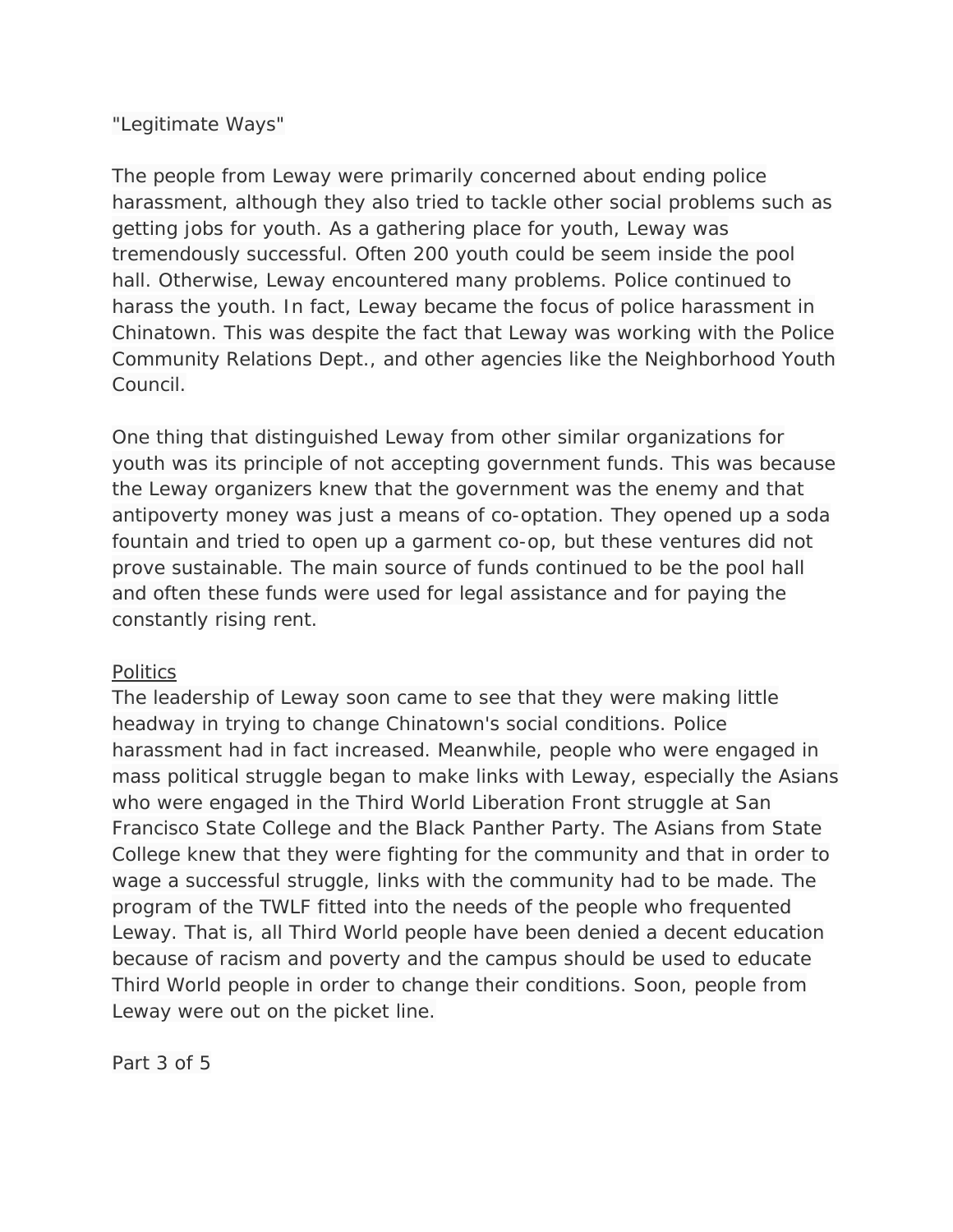"Legitimate Ways"

The people from Leway were primarily concerned about ending police harassment, although they also tried to tackle other social problems such as getting jobs for youth. As a gathering place for youth, Leway was tremendously successful. Often 200 youth could be seem inside the pool hall. Otherwise, Leway encountered many problems. Police continued to harass the youth. In fact, Leway became the focus of police harassment in Chinatown. This was despite the fact that Leway was working with the Police Community Relations Dept., and other agencies like the Neighborhood Youth Council.

One thing that distinguished Leway from other similar organizations for youth was its principle of not accepting government funds. This was because the Leway organizers knew that the government was the enemy and that antipoverty money was just a means of co-optation. They opened up a soda fountain and tried to open up a garment co-op, but these ventures did not prove sustainable. The main source of funds continued to be the pool hall and often these funds were used for legal assistance and for paying the constantly rising rent.

<u>Politics</u>

The leadership of Leway soon came to see that they were making little headway in trying to change Chinatown's social conditions. Police harassment had in fact increased. Meanwhile, people who were engaged in mass political struggle began to make links with Leway, especially the Asians who were engaged in the Third World Liberation Front struggle at San Francisco State College and the Black Panther Party. The Asians from State College knew that they were fighting for the community and that in order to wage a successful struggle, links with the community had to be made. The program of the TWLF fitted into the needs of the people who frequented Leway. That is, all Third World people have been denied a decent education because of racism and poverty and the campus should be used to educate Third World people in order to change their conditions. Soon, people from Leway were out on the picket line.

Part 3 of 5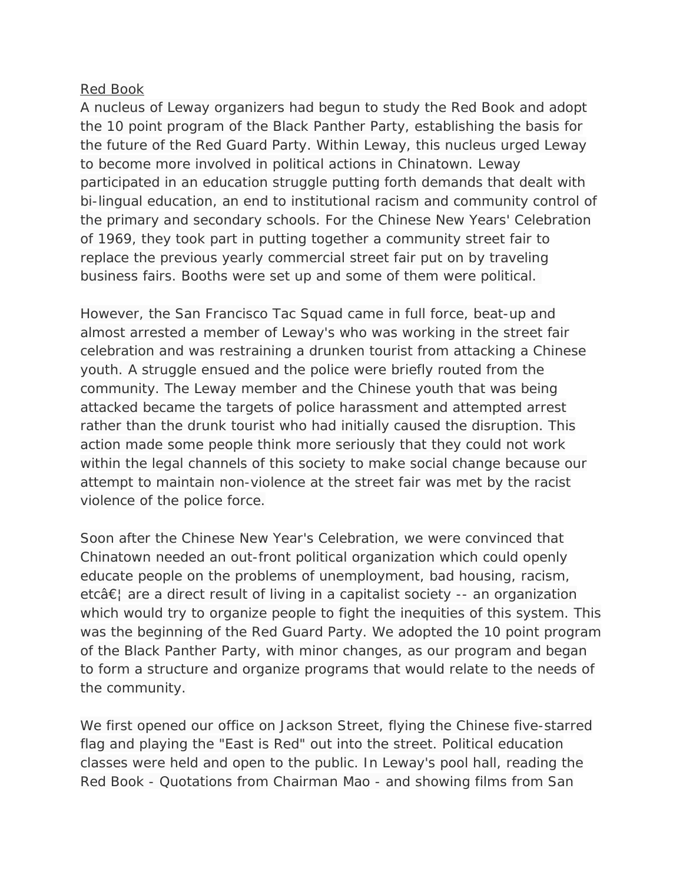Red Book

A nucleus of Leway organizers had begun to study the Red Book and adopt the 10 point program of the Black Panther Party, establishing the basis for the future of the Red Guard Party. Within Leway, this nucleus urged Leway to become more involved in political actions in Chinatown. Leway participated in an education struggle putting forth demands that dealt with bi-lingual education, an end to institutional racism and community control of the primary and secondary schools. For the Chinese New Years' Celebration of 1969, they took part in putting together a community street fair to replace the previous yearly commercial street fair put on by traveling business fairs. Booths were set up and some of them were political.

However, the San Francisco Tac Squad came in full force, beat-up and almost arrested a member of Leway's who was working in the street fair celebration and was restraining a drunken tourist from attacking a Chinese youth. A struggle ensued and the police were briefly routed from the community. The Leway member and the Chinese youth that was being attacked became the targets of police harassment and attempted arrest rather than the drunk tourist who had initially caused the disruption. This action made some people think more seriously that they could not work within the legal channels of this society to make social change because our attempt to maintain non-violence at the street fair was met by the racist violence of the police force.

Soon after the Chinese New Year's Celebration, we were convinced that Chinatown needed an out-front political organization which could openly educate people on the problems of unemployment, bad housing, racism, etcâ€¦ are a direct result of living in a capitalist society -- an organization which would try to organize people to fight the inequities of this system. This was the beginning of the Red Guard Party. We adopted the 10 point program of the Black Panther Party, with minor changes, as our program and began to form a structure and organize programs that would relate to the needs of the community.

We first opened our office on Jackson Street, flying the Chinese five-starred flag and playing the "East is Red" out into the street. Political education classes were held and open to the public. In Leway's pool hall, reading the Red Book - Quotations from Chairman Mao - and showing films from San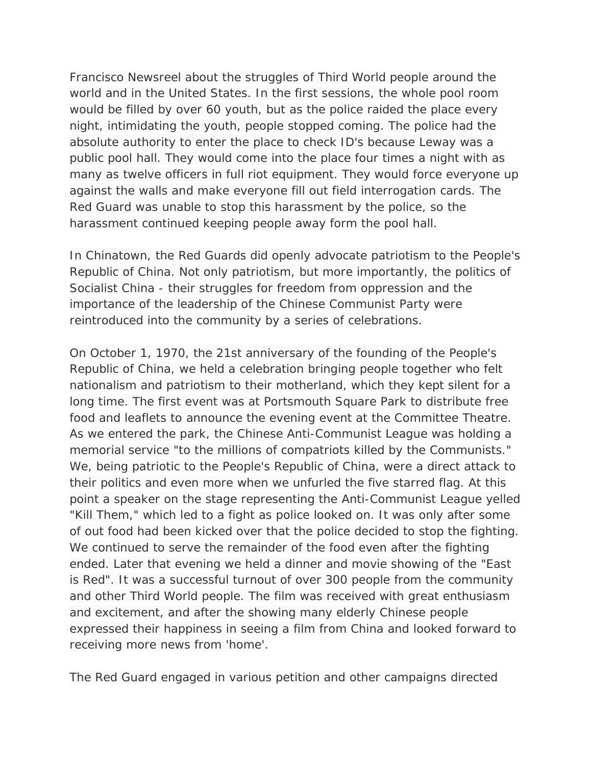Francisco Newsreel about the struggles of Third World people around the world and in the United States. In the first sessions, the whole pool room would be filled by over 60 youth, but as the police raided the place every night, intimidating the youth, people stopped coming. The police had the absolute authority to enter the place to check ID's because Leway was a public pool hall. They would come into the place four times a night with as many as twelve officers in full riot equipment. They would force everyone up against the walls and make everyone fill out field interrogation cards. The Red Guard was unable to stop this harassment by the police, so the harassment continued keeping people away form the pool hall.

In Chinatown, the Red Guards did openly advocate patriotism to the People's Republic of China. Not only patriotism, but more importantly, the politics of Socialist China - their struggles for freedom from oppression and the importance of the leadership of the Chinese Communist Party were reintroduced into the community by a series of celebrations.

On October 1, 1970, the 21st anniversary of the founding of the People's Republic of China, we held a celebration bringing people together who felt nationalism and patriotism to their motherland, which they kept silent for a long time. The first event was at Portsmouth Square Park to distribute free food and leaflets to announce the evening event at the Committee Theatre. As we entered the park, the Chinese Anti-Communist League was holding a memorial service "to the millions of compatriots killed by the Communists." We, being patriotic to the People's Republic of China, were a direct attack to their politics and even more when we unfurled the five starred flag. At this point a speaker on the stage representing the Anti-Communist League yelled "Kill Them," which led to a fight as police looked on. It was only after some of out food had been kicked over that the police decided to stop the fighting. We continued to serve the remainder of the food even after the fighting ended. Later that evening we held a dinner and movie showing of the "East is Red". It was a successful turnout of over 300 people from the community and other Third World people. The film was received with great enthusiasm and excitement, and after the showing many elderly Chinese people expressed their happiness in seeing a film from China and looked forward to receiving more news from 'home'.

The Red Guard engaged in various petition and other campaigns directed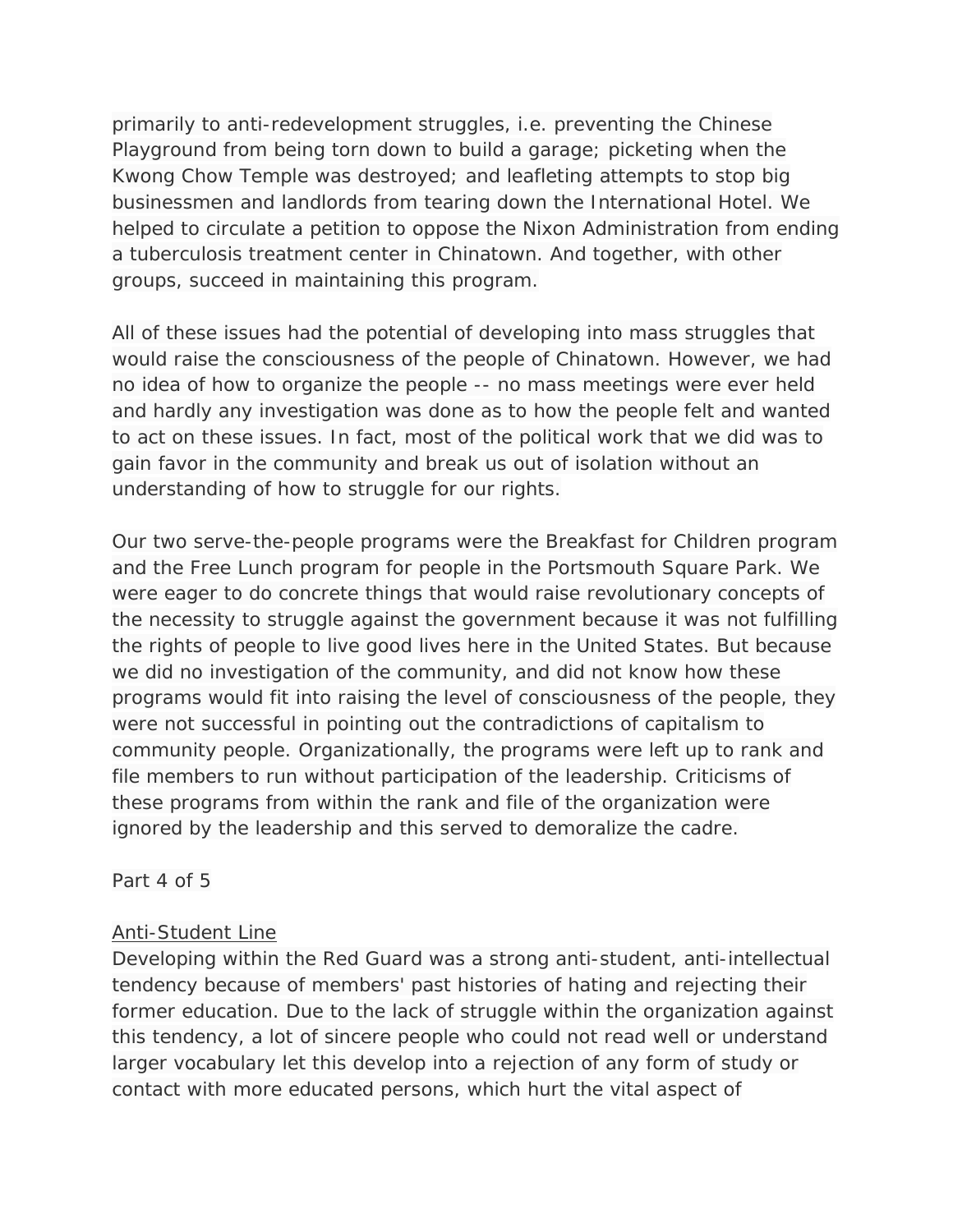primarily to anti-redevelopment struggles, i.e. preventing the Chinese Playground from being torn down to build a garage; picketing when the Kwong Chow Temple was destroyed; and leafleting attempts to stop big businessmen and landlords from tearing down the International Hotel. We helped to circulate a petition to oppose the Nixon Administration from ending a tuberculosis treatment center in Chinatown. And together, with other groups, succeed in maintaining this program.

All of these issues had the potential of developing into mass struggles that would raise the consciousness of the people of Chinatown. However, we had no idea of how to organize the people -- no mass meetings were ever held and hardly any investigation was done as to how the people felt and wanted to act on these issues. In fact, most of the political work that we did was to gain favor in the community and break us out of isolation without an understanding of how to struggle for our rights.

Our two serve-the-people programs were the Breakfast for Children program and the Free Lunch program for people in the Portsmouth Square Park. We were eager to do concrete things that would raise revolutionary concepts of the necessity to struggle against the government because it was not fulfilling the rights of people to live good lives here in the United States. But because we did no investigation of the community, and did not know how these programs would fit into raising the level of consciousness of the people, they were not successful in pointing out the contradictions of capitalism to community people. Organizationally, the programs were left up to rank and file members to run without participation of the leadership. Criticisms of these programs from within the rank and file of the organization were ignored by the leadership and this served to demoralize the cadre.

Part 4 of 5

<u>Anti-Student Line</u>

Developing within the Red Guard was a strong anti-student, anti-intellectual tendency because of members' past histories of hating and rejecting their former education. Due to the lack of struggle within the organization against this tendency, a lot of sincere people who could not read well or understand larger vocabulary let this develop into a rejection of any form of study or contact with more educated persons, which hurt the vital aspect of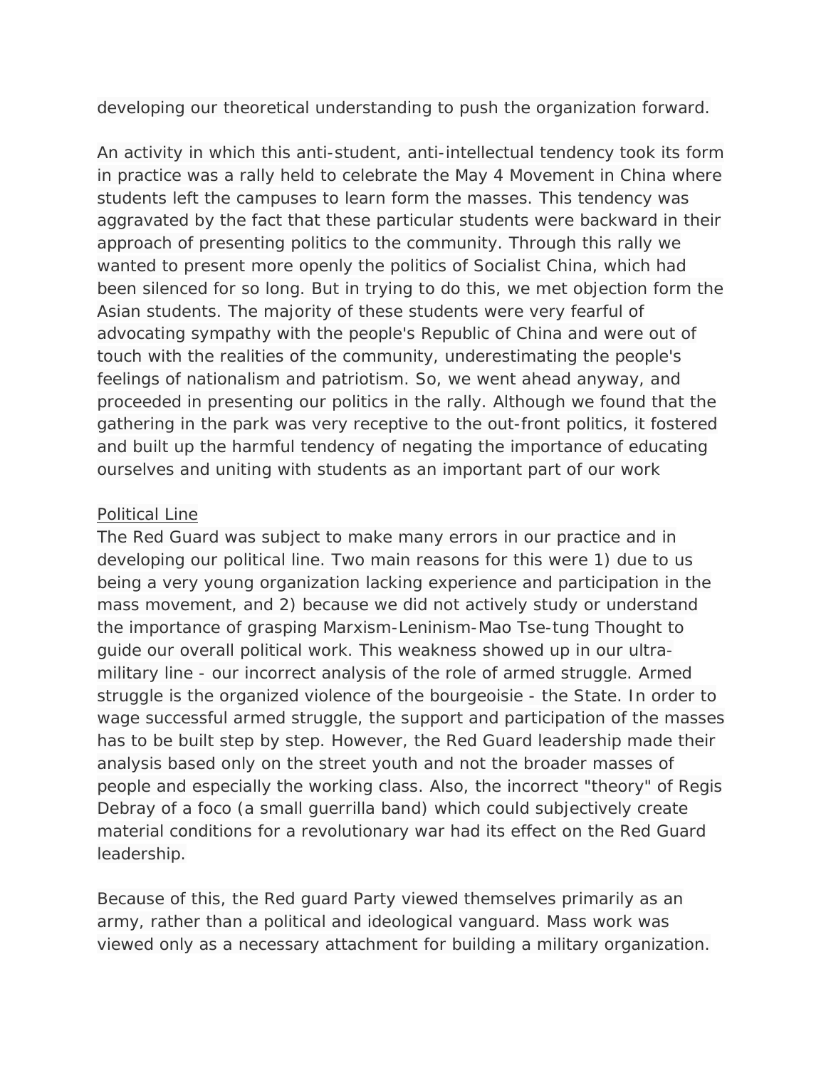developing our theoretical understanding to push the organization forward.

An activity in which this anti-student, anti-intellectual tendency took its form in practice was a rally held to celebrate the May 4 Movement in China where students left the campuses to learn form the masses. This tendency was aggravated by the fact that these particular students were backward in their approach of presenting politics to the community. Through this rally we wanted to present more openly the politics of Socialist China, which had been silenced for so long. But in trying to do this, we met objection form the Asian students. The majority of these students were very fearful of advocating sympathy with the people's Republic of China and were out of touch with the realities of the community, underestimating the people's feelings of nationalism and patriotism. So, we went ahead anyway, and proceeded in presenting our politics in the rally. Although we found that the gathering in the park was very receptive to the out-front politics, it fostered and built up the harmful tendency of negating the importance of educating ourselves and uniting with students as an important part of our work

<u>Political Line</u>

The Red Guard was subject to make many errors in our practice and in developing our political line. Two main reasons for this were 1) due to us being a very young organization lacking experience and participation in the mass movement, and 2) because we did not actively study or understand the importance of grasping Marxism-Leninism-Mao Tse-tung Thought to guide our overall political work. This weakness showed up in our ultra-military line - our incorrect analysis of the role of armed struggle. Armed struggle is the organized violence of the bourgeoisie - the State. In order to wage successful armed struggle, the support and participation of the masses has to be built step by step. However, the Red Guard leadership made their analysis based only on the street youth and not the broader masses of people and especially the working class. Also, the incorrect "theory" of Regis Debray of a foco (a small guerrilla band) which could subjectively create material conditions for a revolutionary war had its effect on the Red Guard leadership.

Because of this, the Red guard Party viewed themselves primarily as an army, rather than a political and ideological vanguard. Mass work was viewed only as a necessary attachment for building a military organization.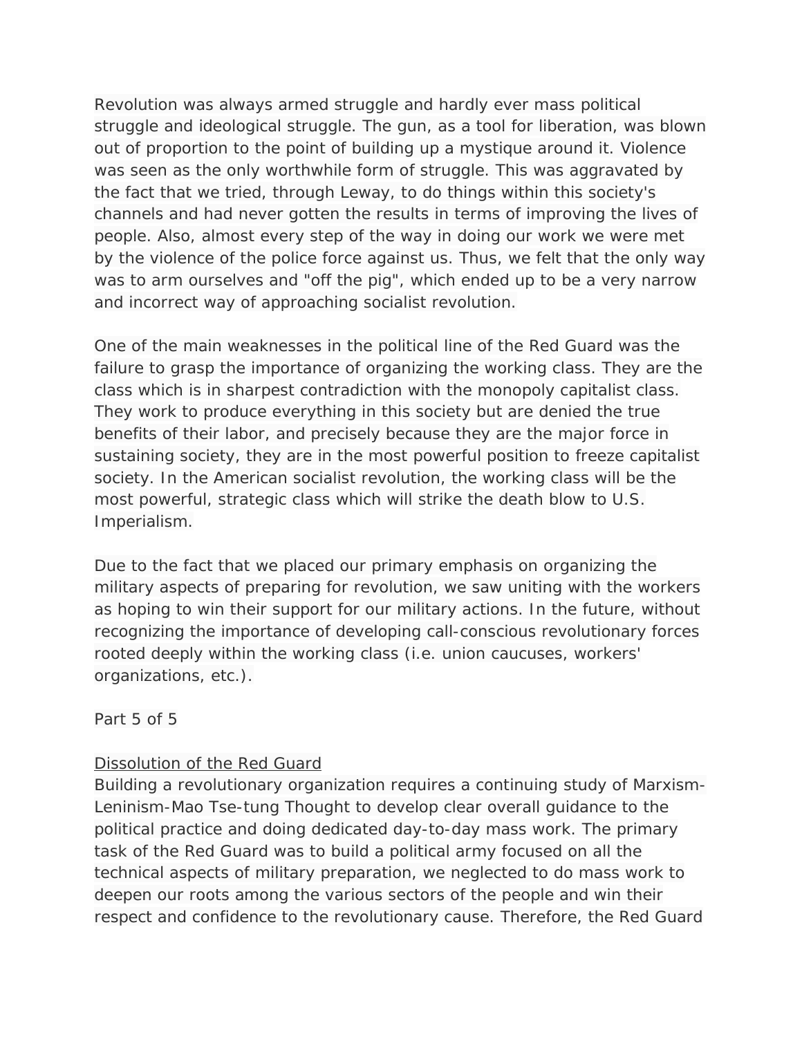Revolution was always armed struggle and hardly ever mass political struggle and ideological struggle. The gun, as a tool for liberation, was blown out of proportion to the point of building up a mystique around it. Violence was seen as the only worthwhile form of struggle. This was aggravated by the fact that we tried, through Leway, to do things within this society's channels and had never gotten the results in terms of improving the lives of people. Also, almost every step of the way in doing our work we were met by the violence of the police force against us. Thus, we felt that the only way was to arm ourselves and "off the pig", which ended up to be a very narrow and incorrect way of approaching socialist revolution.

One of the main weaknesses in the political line of the Red Guard was the failure to grasp the importance of organizing the working class. They are the class which is in sharpest contradiction with the monopoly capitalist class. They work to produce everything in this society but are denied the true benefits of their labor, and precisely because they are the major force in sustaining society, they are in the most powerful position to freeze capitalist society. In the American socialist revolution, the working class will be the most powerful, strategic class which will strike the death blow to U.S. Imperialism.

Due to the fact that we placed our primary emphasis on organizing the military aspects of preparing for revolution, we saw uniting with the workers as hoping to win their support for our military actions. In the future, without recognizing the importance of developing call-conscious revolutionary forces rooted deeply within the working class (i.e. union caucuses, workers' organizations, etc.).

Part 5 of 5

<u>Dissolution of the Red Guard</u>

Building a revolutionary organization requires a continuing study of Marxism-Leninism-Mao Tse-tung Thought to develop clear overall guidance to the political practice and doing dedicated day-to-day mass work. The primary task of the Red Guard was to build a political army focused on all the technical aspects of military preparation, we neglected to do mass work to deepen our roots among the various sectors of the people and win their respect and confidence to the revolutionary cause. Therefore, the Red Guard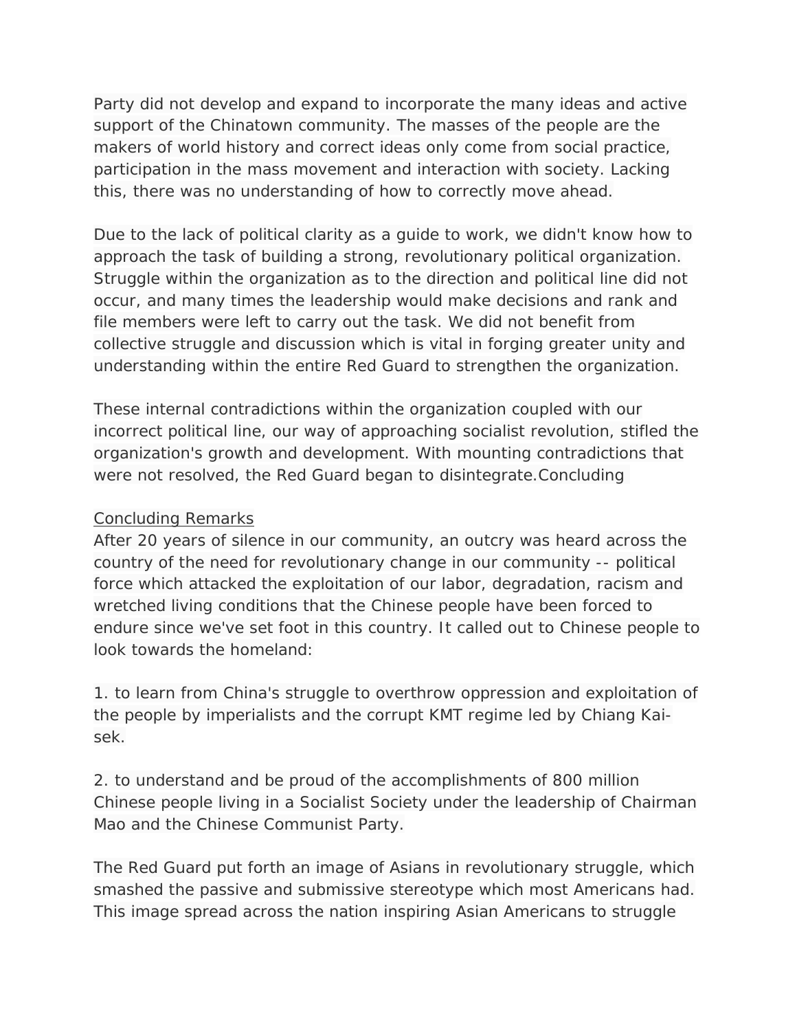Party did not develop and expand to incorporate the many ideas and active support of the Chinatown community. The masses of the people are the makers of world history and correct ideas only come from social practice, participation in the mass movement and interaction with society. Lacking this, there was no understanding of how to correctly move ahead.

Due to the lack of political clarity as a guide to work, we didn't know how to approach the task of building a strong, revolutionary political organization. Struggle within the organization as to the direction and political line did not occur, and many times the leadership would make decisions and rank and file members were left to carry out the task. We did not benefit from collective struggle and discussion which is vital in forging greater unity and understanding within the entire Red Guard to strengthen the organization.

These internal contradictions within the organization coupled with our incorrect political line, our way of approaching socialist revolution, stifled the organization's growth and development. With mounting contradictions that were not resolved, the Red Guard began to disintegrate.Concluding

<u>Concluding Remarks</u>

After 20 years of silence in our community, an outcry was heard across the country of the need for revolutionary change in our community -- political force which attacked the exploitation of our labor, degradation, racism and wretched living conditions that the Chinese people have been forced to endure since we've set foot in this country. It called out to Chinese people to look towards the homeland:

1. to learn from China's struggle to overthrow oppression and exploitation of the people by imperialists and the corrupt KMT regime led by Chiang Kai-sek.

2. to understand and be proud of the accomplishments of 800 million Chinese people living in a Socialist Society under the leadership of Chairman Mao and the Chinese Communist Party.

The Red Guard put forth an image of Asians in revolutionary struggle, which smashed the passive and submissive stereotype which most Americans had. This image spread across the nation inspiring Asian Americans to struggle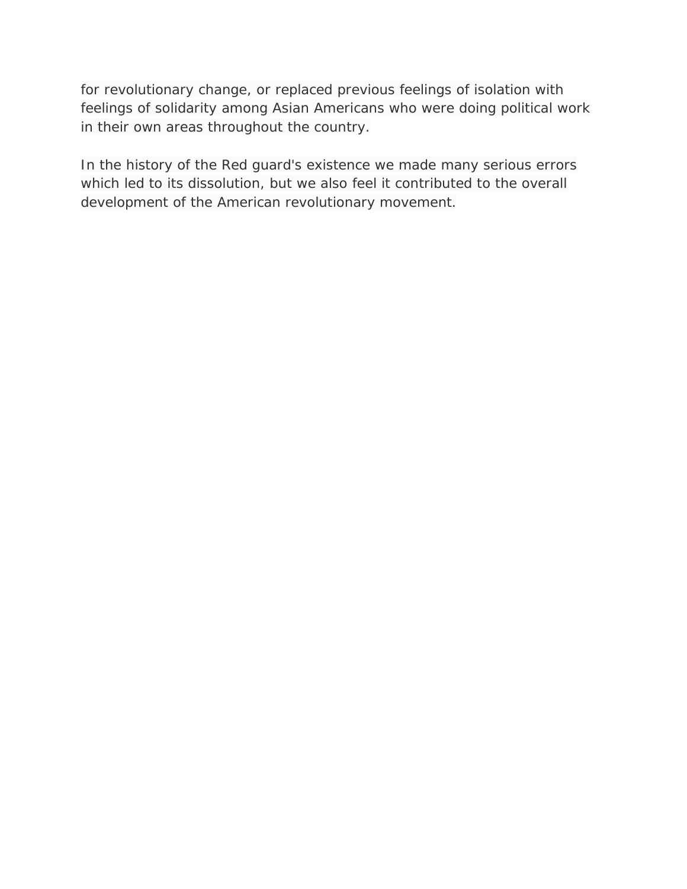for revolutionary change, or replaced previous feelings of isolation with feelings of solidarity among Asian Americans who were doing political work in their own areas throughout the country.

In the history of the Red guard's existence we made many serious errors which led to its dissolution, but we also feel it contributed to the overall development of the American revolutionary movement.